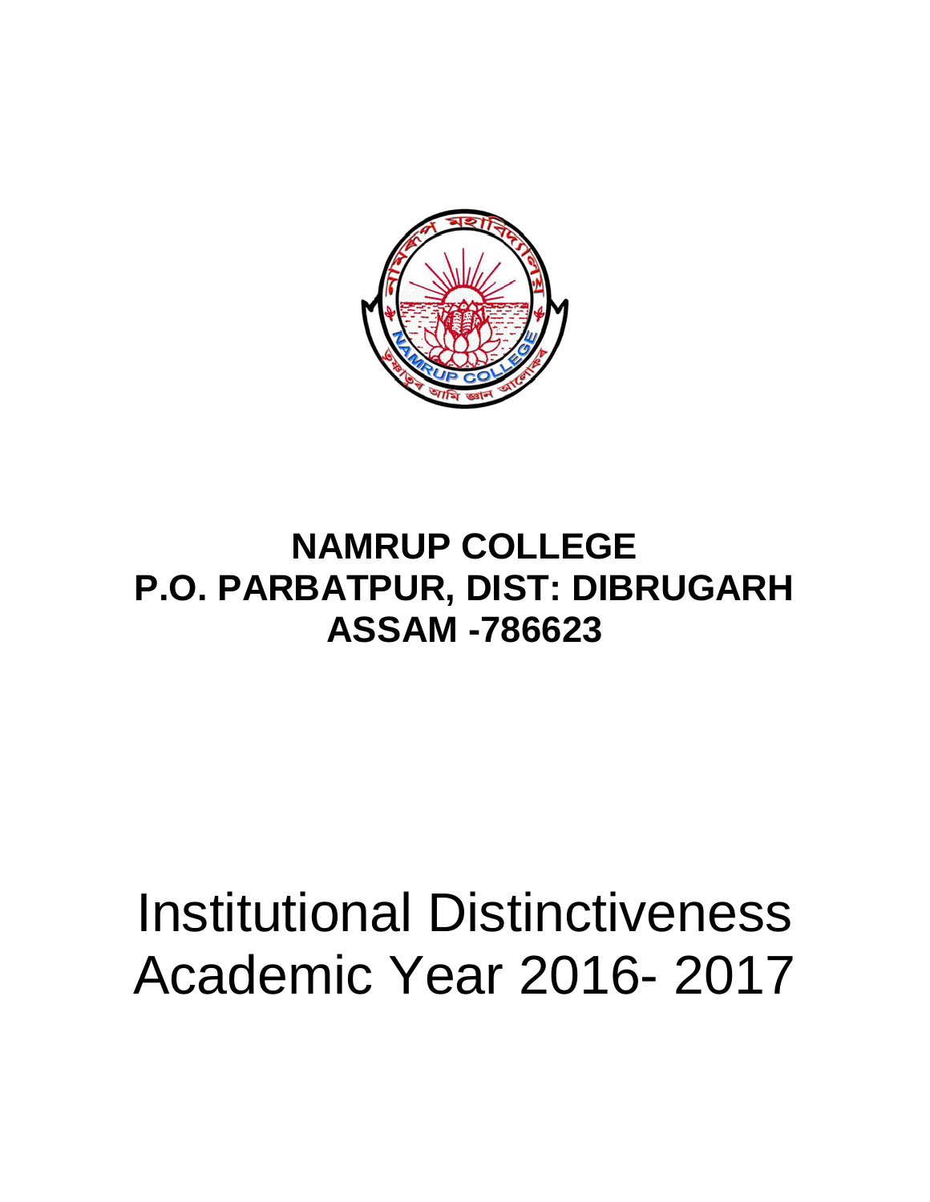# NAMRUP COLLEGE
## P.O. PARBATPUR, DIST: DIBRUGARH
## ASSAM -786623

# Institutional Distinctiveness
# Academic Year 2016- 2017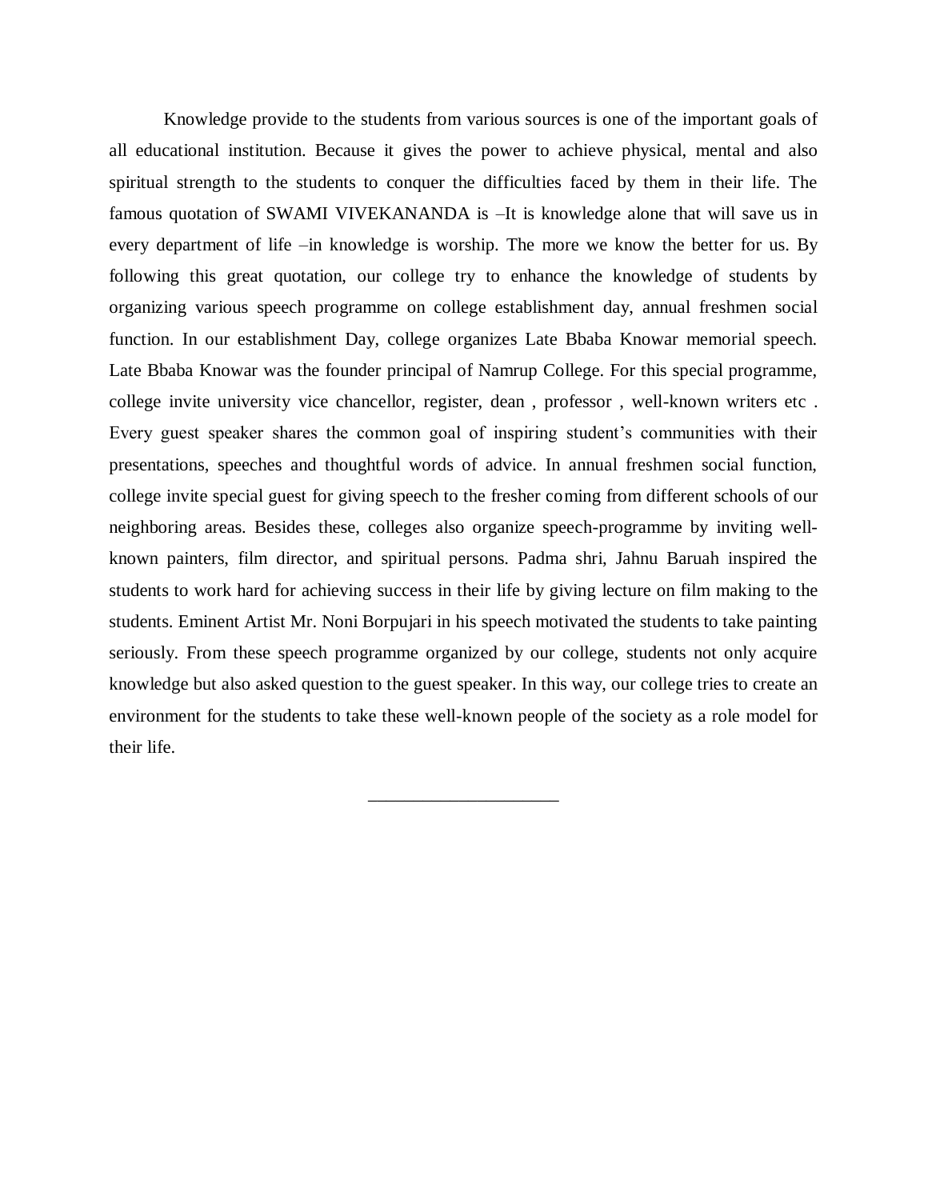Knowledge provide to the students from various sources is one of the important goals of all educational institution. Because it gives the power to achieve physical, mental and also spiritual strength to the students to conquer the difficulties faced by them in their life. The famous quotation of SWAMI VIVEKANANDA is –It is knowledge alone that will save us in every department of life –in knowledge is worship. The more we know the better for us. By following this great quotation, our college try to enhance the knowledge of students by organizing various speech programme on college establishment day, annual freshmen social function. In our establishment Day, college organizes Late Bbaba Knowar memorial speech. Late Bbaba Knowar was the founder principal of Namrup College. For this special programme, college invite university vice chancellor, register, dean , professor , well-known writers etc . Every guest speaker shares the common goal of inspiring student's communities with their presentations, speeches and thoughtful words of advice. In annual freshmen social function, college invite special guest for giving speech to the fresher coming from different schools of our neighboring areas. Besides these, colleges also organize speech-programme by inviting well-known painters, film director, and spiritual persons. Padma shri, Jahnu Baruah inspired the students to work hard for achieving success in their life by giving lecture on film making to the students. Eminent Artist Mr. Noni Borpujari in his speech motivated the students to take painting seriously. From these speech programme organized by our college, students not only acquire knowledge but also asked question to the guest speaker. In this way, our college tries to create an environment for the students to take these well-known people of the society as a role model for their life.

---